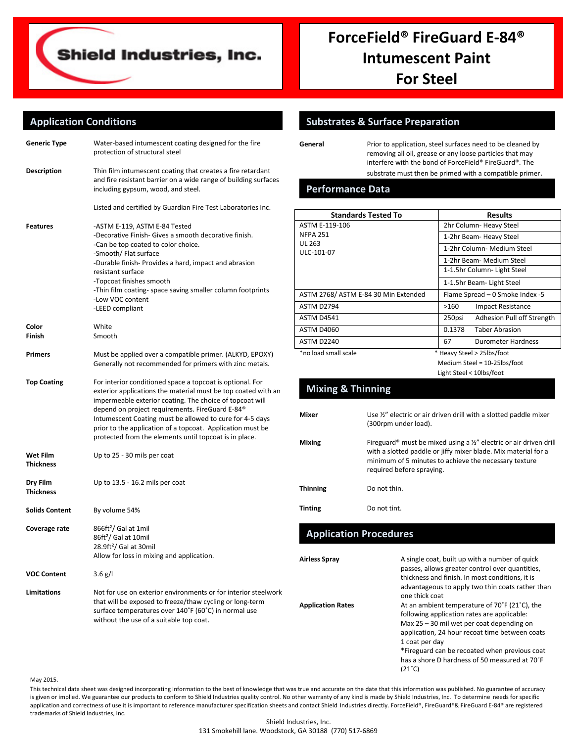Shield Industries, Inc.

# ForceField® FireGuard E-84® Intumescent Paint For Steel

## Application Conditions

**Generic Type**
Water-based intumescent coating designed for the fire protection of structural steel

**Description**
Thin film intumescent coating that creates a fire retardant and fire resistant barrier on a wide range of building surfaces including gypsum, wood, and steel.

Listed and certified by Guardian Fire Test Laboratories Inc.

**Features**
-ASTM E-119, ASTM E-84 Tested
-Decorative Finish- Gives a smooth decorative finish.
-Can be top coated to color choice.
-Smooth/ Flat surface
-Durable finish- Provides a hard, impact and abrasion resistant surface
-Topcoat finishes smooth
-Thin film coating- space saving smaller column footprints
-Low VOC content
-LEED compliant

**Color**
White

**Finish**
Smooth

**Primers**
Must be applied over a compatible primer. (ALKYD, EPOXY) Generally not recommended for primers with zinc metals.

**Top Coating**
For interior conditioned space a topcoat is optional. For exterior applications the material must be top coated with an impermeable exterior coating. The choice of topcoat will depend on project requirements. FireGuard E-84® Intumescent Coating must be allowed to cure for 4-5 days prior to the application of a topcoat. Application must be protected from the elements until topcoat is in place.

**Wet Film Thickness**
Up to 25 - 30 mils per coat

**Dry Film Thickness**
Up to 13.5 - 16.2 mils per coat

**Solids Content**
By volume 54%

**Coverage rate**
866ft²/ Gal at 1mil
86ft²/ Gal at 10mil
28.9ft²/ Gal at 30mil
Allow for loss in mixing and application.

**VOC Content**
3.6 g/l

**Limitations**
Not for use on exterior environments or for interior steelwork that will be exposed to freeze/thaw cycling or long-term surface temperatures over 140˚F (60˚C) in normal use without the use of a suitable top coat.

## Substrates & Surface Preparation

**General**
Prior to application, steel surfaces need to be cleaned by removing all oil, grease or any loose particles that may interfere with the bond of ForceField® FireGuard®. The substrate must then be primed with a compatible primer.

## Performance Data

| Standards Tested To | Results |
|---|---|
| ASTM E-119-106<br>NFPA 251<br>UL 263<br>ULC-101-07 | 2hr Column- Heavy Steel<br>1-2hr Beam- Heavy Steel<br>1-2hr Column- Medium Steel<br>1-2hr Beam- Medium Steel<br>1-1.5hr Column- Light Steel<br>1-1.5hr Beam- Light Steel |
| ASTM 2768/ ASTM E-84 30 Min Extended | Flame Spread – 0 Smoke Index -5 |
| ASTM D2794 | >160 Impact Resistance |
| ASTM D4541 | 250psi Adhesion Pull off Strength |
| ASTM D4060 | 0.1378 Taber Abrasion |
| ASTM D2240 | 67 Durometer Hardness |

*no load small scale

* Heavy Steel > 25lbs/foot
Medium Steel = 10-25lbs/foot
Light Steel < 10lbs/foot

## Mixing & Thinning

**Mixer**
Use ½" electric or air driven drill with a slotted paddle mixer (300rpm under load).

**Mixing**
Fireguard® must be mixed using a ½" electric or air driven drill with a slotted paddle or jiffy mixer blade. Mix material for a minimum of 5 minutes to achieve the necessary texture required before spraying.

**Thinning**
Do not thin.

**Tinting**
Do not tint.

## Application Procedures

**Airless Spray**
A single coat, built up with a number of quick passes, allows greater control over quantities, thickness and finish. In most conditions, it is advantageous to apply two thin coats rather than one thick coat

**Application Rates**
At an ambient temperature of 70˚F (21˚C), the following application rates are applicable:
Max 25 – 30 mil wet per coat depending on application, 24 hour recoat time between coats
1 coat per day
*Fireguard can be recoated when previous coat has a shore D hardness of 50 measured at 70˚F (21˚C)

May 2015.

This technical data sheet was designed incorporating information to the best of knowledge that was true and accurate on the date that this information was published. No guarantee of accuracy is given or implied. We guarantee our products to conform to Shield Industries quality control. No other warranty of any kind is made by Shield Industries, Inc. To determine needs for specific application and correctness of use it is important to reference manufacturer specification sheets and contact Shield Industries directly. ForceField®, FireGuard®& FireGuard E-84® are registered trademarks of Shield Industries, Inc.

Shield Industries, Inc.
131 Smokehill lane. Woodstock, GA 30188 (770) 517-6869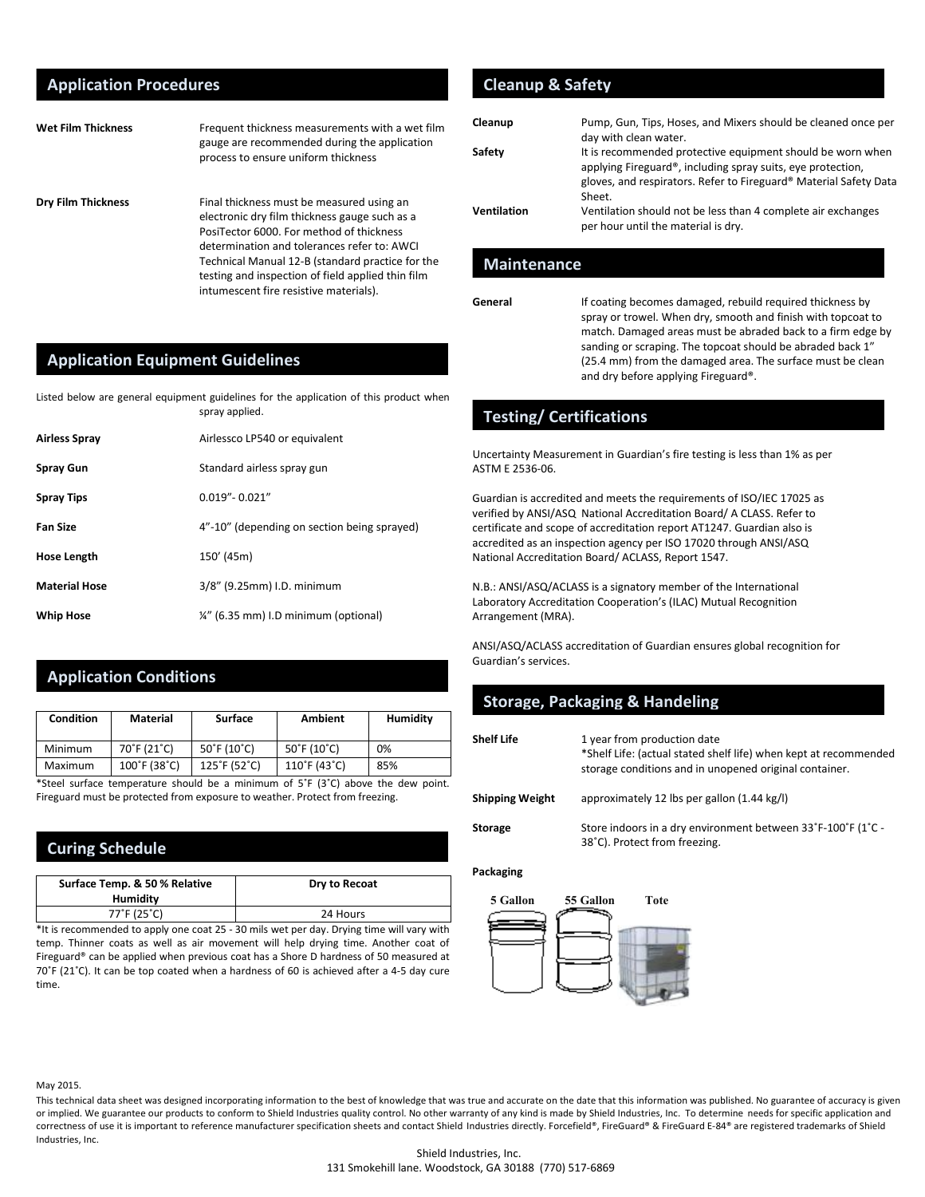## Application Procedures

**Wet Film Thickness** Frequent thickness measurements with a wet film gauge are recommended during the application process to ensure uniform thickness

**Dry Film Thickness** Final thickness must be measured using an electronic dry film thickness gauge such as a PosiTector 6000. For method of thickness determination and tolerances refer to: AWCI Technical Manual 12-B (standard practice for the testing and inspection of field applied thin film intumescent fire resistive materials).

## Application Equipment Guidelines

Listed below are general equipment guidelines for the application of this product when spray applied.

**Airless Spray** Airlessco LP540 or equivalent

**Spray Gun** Standard airless spray gun

**Spray Tips** 0.019”- 0.021”

**Fan Size** 4”-10” (depending on section being sprayed)

**Hose Length** 150’ (45m)

**Material Hose** 3/8” (9.25mm) I.D. minimum

**Whip Hose** ¼” (6.35 mm) I.D minimum (optional)

## Application Conditions

| Condition | Material | Surface | Ambient | Humidity |
|---|---|---|---|---|
| Minimum | 70˚F (21˚C) | 50˚F (10˚C) | 50˚F (10˚C) | 0% |
| Maximum | 100˚F (38˚C) | 125˚F (52˚C) | 110˚F (43˚C) | 85% |

*Steel surface temperature should be a minimum of 5˚F (3˚C) above the dew point. Fireguard must be protected from exposure to weather. Protect from freezing.

## Curing Schedule

| Surface Temp. & 50 % Relative Humidity | Dry to Recoat |
|---|---|
| 77˚F (25˚C) | 24 Hours |

*It is recommended to apply one coat 25 - 30 mils wet per day. Drying time will vary with temp. Thinner coats as well as air movement will help drying time. Another coat of Fireguard® can be applied when previous coat has a Shore D hardness of 50 measured at 70˚F (21˚C). It can be top coated when a hardness of 60 is achieved after a 4-5 day cure time.

## Cleanup & Safety

**Cleanup** Pump, Gun, Tips, Hoses, and Mixers should be cleaned once per day with clean water.

**Safety** It is recommended protective equipment should be worn when applying Fireguard®, including spray suits, eye protection, gloves, and respirators. Refer to Fireguard® Material Safety Data Sheet.

**Ventilation** Ventilation should not be less than 4 complete air exchanges per hour until the material is dry.

## Maintenance

**General** If coating becomes damaged, rebuild required thickness by spray or trowel. When dry, smooth and finish with topcoat to match. Damaged areas must be abraded back to a firm edge by sanding or scraping. The topcoat should be abraded back 1” (25.4 mm) from the damaged area. The surface must be clean and dry before applying Fireguard®.

## Testing/ Certifications

Uncertainty Measurement in Guardian’s fire testing is less than 1% as per ASTM E 2536-06.

Guardian is accredited and meets the requirements of ISO/IEC 17025 as verified by ANSI/ASQ National Accreditation Board/ A CLASS. Refer to certificate and scope of accreditation report AT1247. Guardian also is accredited as an inspection agency per ISO 17020 through ANSI/ASQ National Accreditation Board/ ACLASS, Report 1547.

N.B.: ANSI/ASQ/ACLASS is a signatory member of the International Laboratory Accreditation Cooperation’s (ILAC) Mutual Recognition Arrangement (MRA).

ANSI/ASQ/ACLASS accreditation of Guardian ensures global recognition for Guardian’s services.

## Storage, Packaging & Handeling

**Shelf Life** 1 year from production date
*Shelf Life: (actual stated shelf life) when kept at recommended storage conditions and in unopened original container.

**Shipping Weight** approximately 12 lbs per gallon (1.44 kg/l)

**Storage** Store indoors in a dry environment between 33˚F-100˚F (1˚C - 38˚C). Protect from freezing.

**Packaging**

5 Gallon 55 Gallon Tote

May 2015.

This technical data sheet was designed incorporating information to the best of knowledge that was true and accurate on the date that this information was published. No guarantee of accuracy is given or implied. We guarantee our products to conform to Shield Industries quality control. No other warranty of any kind is made by Shield Industries, Inc. To determine needs for specific application and correctness of use it is important to reference manufacturer specification sheets and contact Shield Industries directly. Forcefield®, FireGuard® & FireGuard E-84® are registered trademarks of Shield Industries, Inc.

Shield Industries, Inc.
131 Smokehill lane. Woodstock, GA 30188 (770) 517-6869